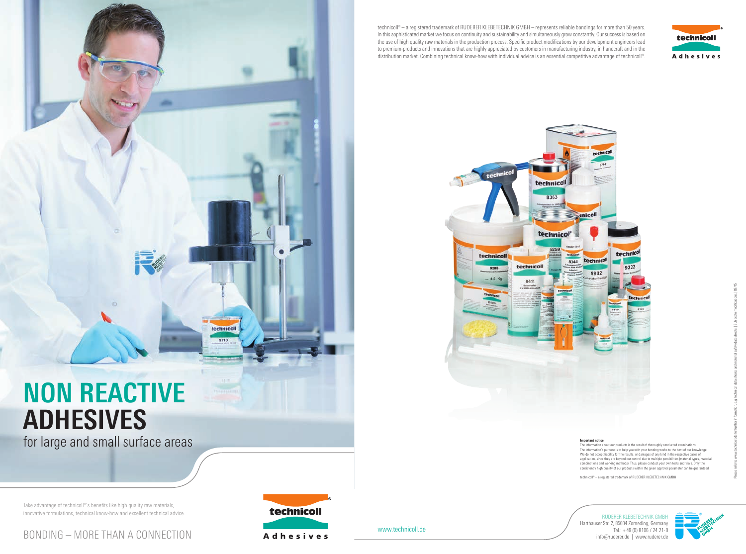technicoll® – a registered trademark of RUDERER KLEBETECHNIK GMBH – represents reliable bondings for more than 50 years. In this sophisticated market we focus on continuity and sustainability and simultaneously grow constantly. Our success is based on the use of high quality raw materials in the production process. Specific product modifications by our development engineers lead to premium-products and innovations that are highly appreciated by customers in manufacturing industry, in handcraft and in the distribution market. Combining technical know-how with individual advice is an essential competitive advantage of technicoll®.

# NON REACTIVE ADHESIVES

## for large and small surface areas

Take advantage of technicoll®'s benefits like high quality raw materials, innovative formulations, technical know-how and excellent technical advice.

BONDING – MORE THAN A CONNECTION

**Important notice:**
The information about our products is the result of thoroughly conducted examinations. The information's purpose is to help you with your bonding works to the best of our knowledge. We do not accept liability for the results, or damages of any kind in the respective cases of application, since they are beyond our control due to multiple possibilities (material types, material combinations and working methods). Thus, please conduct your own tests and trials. Only the consistently high quality of our products within the given approval parameter can be guaranteed.

technicoll® – a registered trademark of RUDERER KLEBETECHNIK GMBH

Please refer to www.technicoll.de for further information, e.g. technical data sheets and material safety data sheets. | Subject to modifications. | 02/15

www.technicoll.de

RUDERER KLEBETECHNIK GMBH
Harthauser Str. 2, 85604 Zorneding, Germany
Tel.: + 49 (0) 8106 / 24 21-0
info@ruderer.de | www.ruderer.de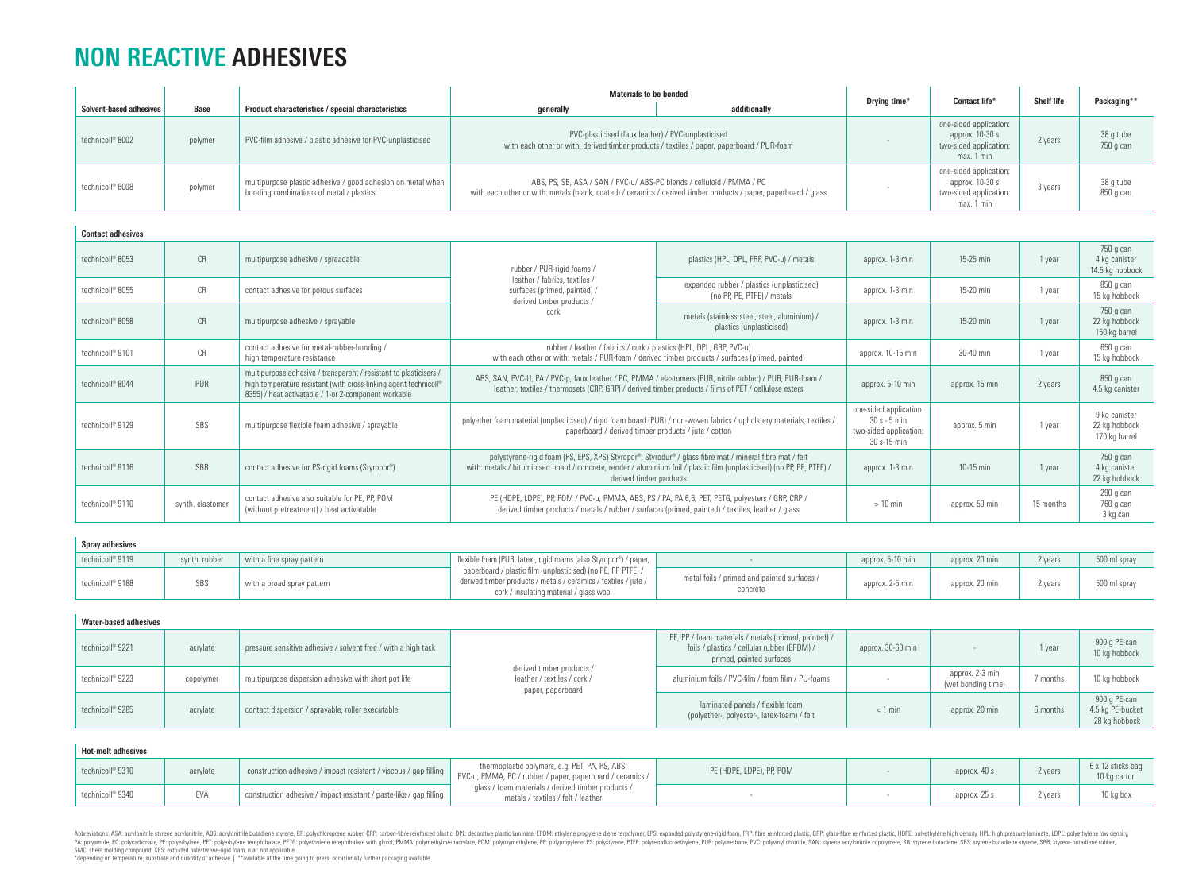# NON REACTIVE ADHESIVES

| Solvent-based adhesives | Base | Product characteristics / special characteristics | Materials to be bonded generally | Materials to be bonded additionally | Drying time* | Contact life* | Shelf life | Packaging** |
|---|---|---|---|---|---|---|---|---|
| technicoll® 8002 | polymer | PVC-film adhesive / plastic adhesive for PVC-unplasticised | PVC-plasticised (faux leather) / PVC-unplasticised with each other or with: derived timber products / textiles / paper, paperboard / PUR-foam | | - | one-sided application: approx. 10-30 s two-sided application: max. 1 min | 2 years | 38 g tube 750 g can |
| technicoll® 8008 | polymer | multipurpose plastic adhesive / good adhesion on metal when bonding combinations of metal / plastics | ABS, PS, SB, ASA / SAN / PVC-u/ ABS-PC blends / celluloid / PMMA / PC with each other or with: metals (blank, coated) / ceramics / derived timber products / paper, paperboard / glass | | - | one-sided application: approx. 10-30 s two-sided application: max. 1 min | 3 years | 38 g tube 850 g can |

| Contact adhesives | Base | Product characteristics / special characteristics | Materials to be bonded generally | Materials to be bonded additionally | Drying time* | Contact life* | Shelf life | Packaging** |
|---|---|---|---|---|---|---|---|---|
| technicoll® 8053 | CR | multipurpose adhesive / spreadable | rubber / PUR-rigid foams / leather / fabrics, textiles / surfaces (primed, painted) / derived timber products / cork | plastics (HPL, DPL, FRP, PVC-u) / metals | approx. 1-3 min | 15-25 min | 1 year | 750 g can 4 kg canister 14.5 kg hobbock |
| technicoll® 8055 | CR | contact adhesive for porous surfaces | | expanded rubber / plastics (unplasticised) (no PP, PE, PTFE) / metals | approx. 1-3 min | 15-20 min | 1 year | 850 g can 15 kg hobbock |
| technicoll® 8058 | CR | multipurpose adhesive / sprayable | | metals (stainless steel, steel, aluminium) / plastics (unplasticised) | approx. 1-3 min | 15-20 min | 1 year | 750 g can 22 kg hobbock 150 kg barrel |
| technicoll® 9101 | CR | contact adhesive for metal-rubber-bonding / high temperature resistance | rubber / leather / fabrics / cork / plastics (HPL, DPL, GRP, PVC-u) with each other or with: metals / PUR-foam / derived timber products / surfaces (primed, painted) | | approx. 10-15 min | 30-40 min | 1 year | 650 g can 15 kg hobbock |
| technicoll® 8044 | PUR | multipurpose adhesive / transparent / resistant to plasticisers / high temperature resistant (with cross-linking agent technicoll® 8355) / heat activatable / 1-or 2-component workable | ABS, SAN, PVC-U, PA / PVC-p, faux leather / PC, PMMA / elastomers (PUR, nitrile rubber) / PUR, PUR-foam / leather, textiles / thermosets (CRP, GRP) / derived timber products / films of PET / cellulose esters | | approx. 5-10 min | approx. 15 min | 2 years | 850 g can 4.5 kg canister |
| technicoll® 9129 | SBS | multipurpose flexible foam adhesive / sprayable | polyether foam material (unplasticised) / rigid foam board (PUR) / non-woven fabrics / upholstery materials, textiles / paperboard / derived timber products / jute / cotton | | one-sided application: 30 s - 5 min two-sided application: 30 s-15 min | approx. 5 min | 1 year | 9 kg canister 22 kg hobbock 170 kg barrel |
| technicoll® 9116 | SBR | contact adhesive for PS-rigid foams (Styropor®) | polystyrene-rigid foam (PS, EPS, XPS) Styropor®, Styrodur® / glass fibre mat / mineral fibre mat / felt with: metals / bituminised board / concrete, render / aluminium foil / plastic film (unplasticised) (no PP, PE, PTFE) / derived timber products | | approx. 1-3 min | 10-15 min | 1 year | 750 g can 4 kg canister 22 kg hobbock |
| technicoll® 9110 | synth. elastomer | contact adhesive also suitable for PE, PP, POM (without pretreatment) / heat activatable | PE (HDPE, LDPE), PP, POM / PVC-u, PMMA, ABS, PS / PA, PA 6,6, PET, PETG, polyesters / GRP, CRP / derived timber products / metals / rubber / surfaces (primed, painted) / textiles, leather / glass | | > 10 min | approx. 50 min | 15 months | 290 g can 760 g can 3 kg can |

| Spray adhesives | Base | Product characteristics / special characteristics | Materials to be bonded generally | Materials to be bonded additionally | Drying time* | Contact life* | Shelf life | Packaging** |
|---|---|---|---|---|---|---|---|---|
| technicoll® 9119 | synth. rubber | with a fine spray pattern | flexible foam (PUR, latex), rigid roams (also Styropor®) / paper, paperboard / plastic film (unplasticised) (no PE, PP, PTFE) / derived timber products / metals / ceramics / textiles / jute / cork / insulating material / glass wool | - | approx. 5-10 min | approx. 20 min | 2 years | 500 ml spray |
| technicoll® 9188 | SBS | with a broad spray pattern | | metal foils / primed and painted surfaces / concrete | approx. 2-5 min | approx. 20 min | 2 years | 500 ml spray |

| Water-based adhesives | Base | Product characteristics / special characteristics | Materials to be bonded generally | Materials to be bonded additionally | Drying time* | Contact life* | Shelf life | Packaging** |
|---|---|---|---|---|---|---|---|---|
| technicoll® 9221 | acrylate | pressure sensitive adhesive / solvent free / with a high tack | derived timber products / leather / textiles / cork / paper, paperboard | PE, PP / foam materials / metals (primed, painted) / foils / plastics / cellular rubber (EPDM) / primed, painted surfaces | approx. 30-60 min | - | 1 year | 900 g PE-can 10 kg hobbock |
| technicoll® 9223 | copolymer | multipurpose dispersion adhesive with short pot life | | aluminium foils / PVC-film / foam film / PU-foams | - | approx. 2-3 min (wet bonding time) | 7 months | 10 kg hobbock |
| technicoll® 9285 | acrylate | contact dispersion / sprayable, roller executable | | laminated panels / flexible foam (polyether-, polyester-, latex-foam) / felt | < 1 min | approx. 20 min | 6 months | 900 g PE-can 4.5 kg PE-bucket 28 kg hobbock |

| Hot-melt adhesives | Base | Product characteristics / special characteristics | Materials to be bonded generally | Materials to be bonded additionally | Drying time* | Contact life* | Shelf life | Packaging** |
|---|---|---|---|---|---|---|---|---|
| technicoll® 9310 | acrylate | construction adhesive / impact resistant / viscous / gap filling | thermoplastic polymers, e.g. PET, PA, PS, ABS, PVC-u, PMMA, PC / rubber / paper, paperboard / ceramics / glass / foam materials / derived timber products / metals / textiles / felt / leather | PE (HDPE, LDPE), PP, POM | - | approx. 40 s | 2 years | 6 x 12 sticks bag 10 kg carton |
| technicoll® 9340 | EVA | construction adhesive / impact resistant / paste-like / gap filling | | - | - | approx. 25 s | 2 years | 10 kg box |

Abbreviations: ASA: acrylonitrile styrene acrylonitrile, ABS: acrylonitrile butadiene styrene, CR: polychloroprene rubber, CRP: carbon-fibre reinforced plastic, DPL: decorative plastic laminate, EPDM: ethylene propylene diene terpolymer, EPS: expanded polystyrene-rigid foam, FRP: fibre reinforced plastic, GRP: glass-fibre reinforced plastic, HDPE: polyethylene high density, HPL: high pressure laminate, LDPE: polyethylene low density, PA: polyamide, PC: polycarbonate, PE: polyethylene, PET: polyethylene terephthalate, PETG: polyethylene terephthalate with glycol, PMMA: polymethylmethacrylate, POM: polyoxymethylene, PP: polypropylene, PS: polystyrene, PTFE: polytetrafluoroethylene, PUR: polyurethane, PVC: polyvinyl chloride, SAN: styrene acrylonitrile copolymere, SB: styrene butadiene, SBS: styrene butadiene styrene, SBR: styrene butadiene rubber, SMC: sheet molding compound, XPS: extruded polystyrene-rigid foam, n.a.: not applicable

*depending on temperature, substrate and quantity of adhesive | **available at the time going to press, occasionally further packaging available